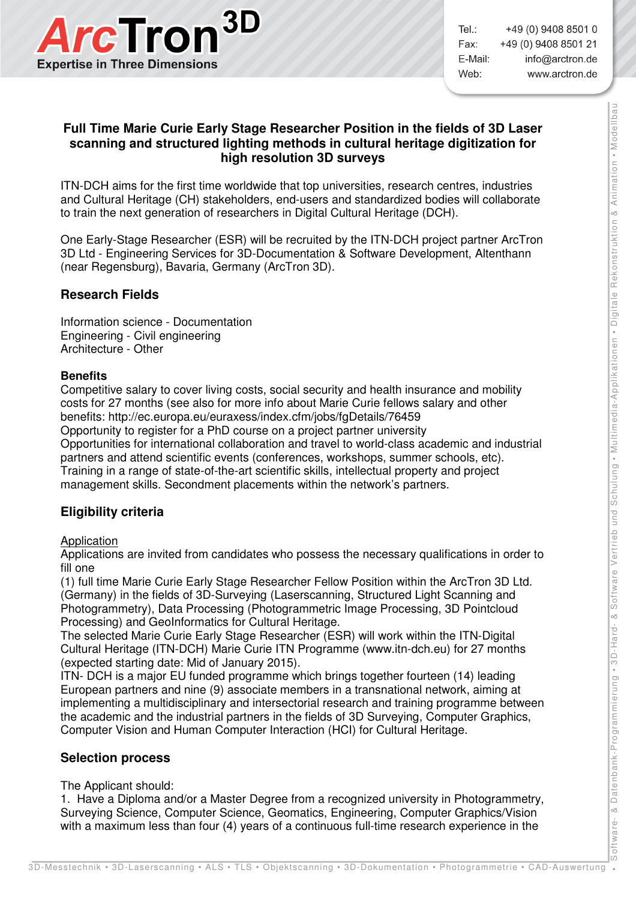# Full Time Marie Curie Early Stage Researcher Position in the fields of 3D Laser scanning and structured lighting methods in cultural heritage digitization for high resolution 3D surveys

ITN-DCH aims for the first time worldwide that top universities, research centres, industries and Cultural Heritage (CH) stakeholders, end-users and standardized bodies will collaborate to train the next generation of researchers in Digital Cultural Heritage (DCH).

One Early-Stage Researcher (ESR) will be recruited by the ITN-DCH project partner ArcTron 3D Ltd - Engineering Services for 3D-Documentation & Software Development, Altenthann (near Regensburg), Bavaria, Germany (ArcTron 3D).

## Research Fields

Information science - Documentation
Engineering - Civil engineering
Architecture - Other

### Benefits

Competitive salary to cover living costs, social security and health insurance and mobility costs for 27 months (see also for more info about Marie Curie fellows salary and other benefits: http://ec.europa.eu/euraxess/index.cfm/jobs/fgDetails/76459
Opportunity to register for a PhD course on a project partner university
Opportunities for international collaboration and travel to world-class academic and industrial partners and attend scientific events (conferences, workshops, summer schools, etc).
Training in a range of state-of-the-art scientific skills, intellectual property and project management skills. Secondment placements within the network's partners.

## Eligibility criteria

Application

Applications are invited from candidates who possess the necessary qualifications in order to fill one
(1) full time Marie Curie Early Stage Researcher Fellow Position within the ArcTron 3D Ltd. (Germany) in the fields of 3D-Surveying (Laserscanning, Structured Light Scanning and Photogrammetry), Data Processing (Photogrammetric Image Processing, 3D Pointcloud Processing) and GeoInformatics for Cultural Heritage.
The selected Marie Curie Early Stage Researcher (ESR) will work within the ITN-Digital Cultural Heritage (ITN-DCH) Marie Curie ITN Programme (www.itn-dch.eu) for 27 months (expected starting date: Mid of January 2015).
ITN- DCH is a major EU funded programme which brings together fourteen (14) leading European partners and nine (9) associate members in a transnational network, aiming at implementing a multidisciplinary and intersectorial research and training programme between the academic and the industrial partners in the fields of 3D Surveying, Computer Graphics, Computer Vision and Human Computer Interaction (HCI) for Cultural Heritage.

## Selection process

The Applicant should:

1. Have a Diploma and/or a Master Degree from a recognized university in Photogrammetry, Surveying Science, Computer Science, Geomatics, Engineering, Computer Graphics/Vision with a maximum less than four (4) years of a continuous full-time research experience in the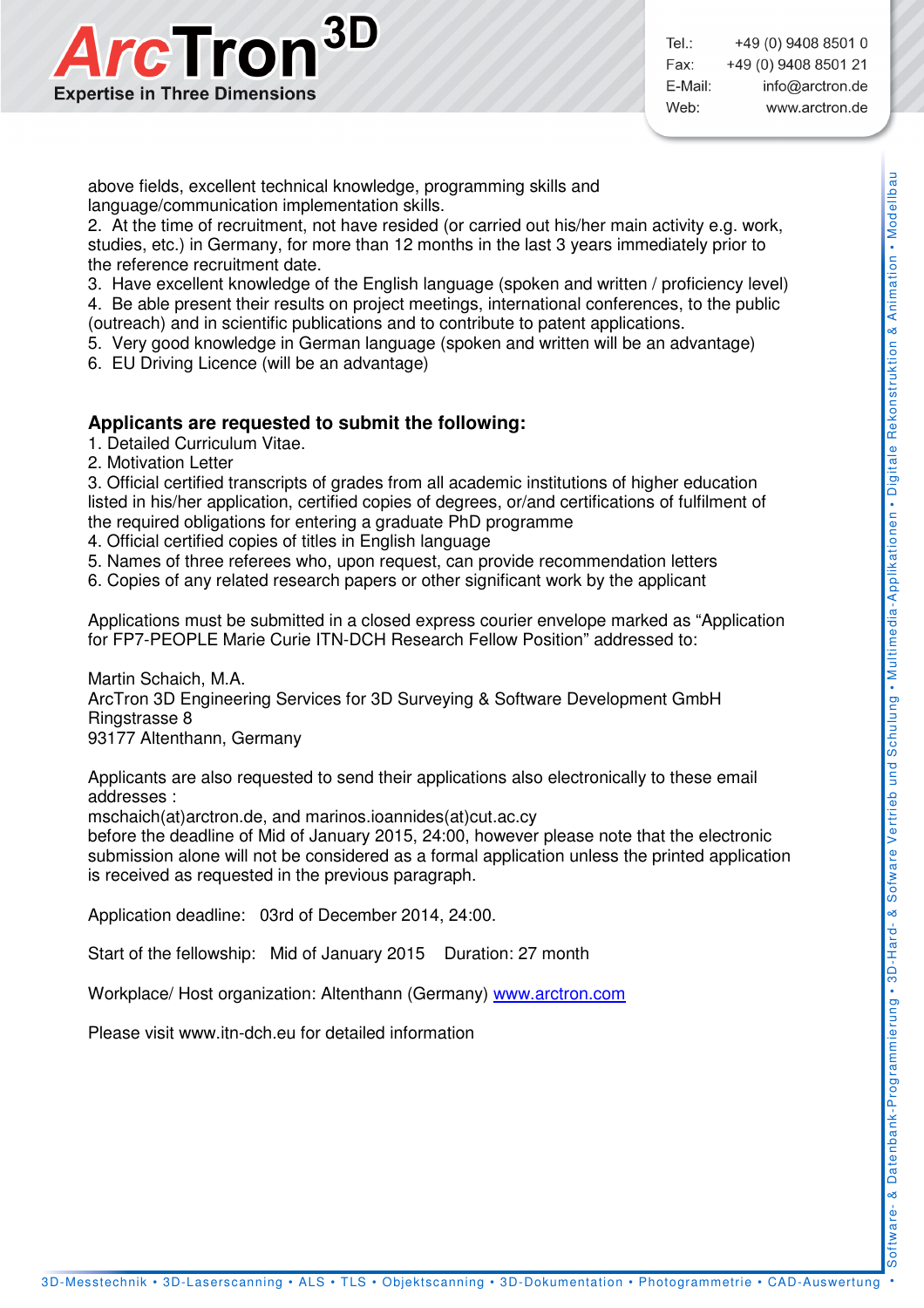above fields, excellent technical knowledge, programming skills and language/communication implementation skills.

2. At the time of recruitment, not have resided (or carried out his/her main activity e.g. work, studies, etc.) in Germany, for more than 12 months in the last 3 years immediately prior to the reference recruitment date.
3. Have excellent knowledge of the English language (spoken and written / proficiency level)
4. Be able present their results on project meetings, international conferences, to the public (outreach) and in scientific publications and to contribute to patent applications.
5. Very good knowledge in German language (spoken and written will be an advantage)
6. EU Driving Licence (will be an advantage)

**Applicants are requested to submit the following:**

1. Detailed Curriculum Vitae.
2. Motivation Letter
3. Official certified transcripts of grades from all academic institutions of higher education listed in his/her application, certified copies of degrees, or/and certifications of fulfilment of the required obligations for entering a graduate PhD programme
4. Official certified copies of titles in English language
5. Names of three referees who, upon request, can provide recommendation letters
6. Copies of any related research papers or other significant work by the applicant

Applications must be submitted in a closed express courier envelope marked as “Application for FP7-PEOPLE Marie Curie ITN-DCH Research Fellow Position” addressed to:

Martin Schaich, M.A.
ArcTron 3D Engineering Services for 3D Surveying & Software Development GmbH
Ringstrasse 8
93177 Altenthann, Germany

Applicants are also requested to send their applications also electronically to these email addresses :
mschaich(at)arctron.de, and marinos.ioannides(at)cut.ac.cy
before the deadline of Mid of January 2015, 24:00, however please note that the electronic submission alone will not be considered as a formal application unless the printed application is received as requested in the previous paragraph.

Application deadline: 03rd of December 2014, 24:00.

Start of the fellowship: Mid of January 2015 Duration: 27 month

Workplace/ Host organization: Altenthann (Germany) www.arctron.com

Please visit www.itn-dch.eu for detailed information